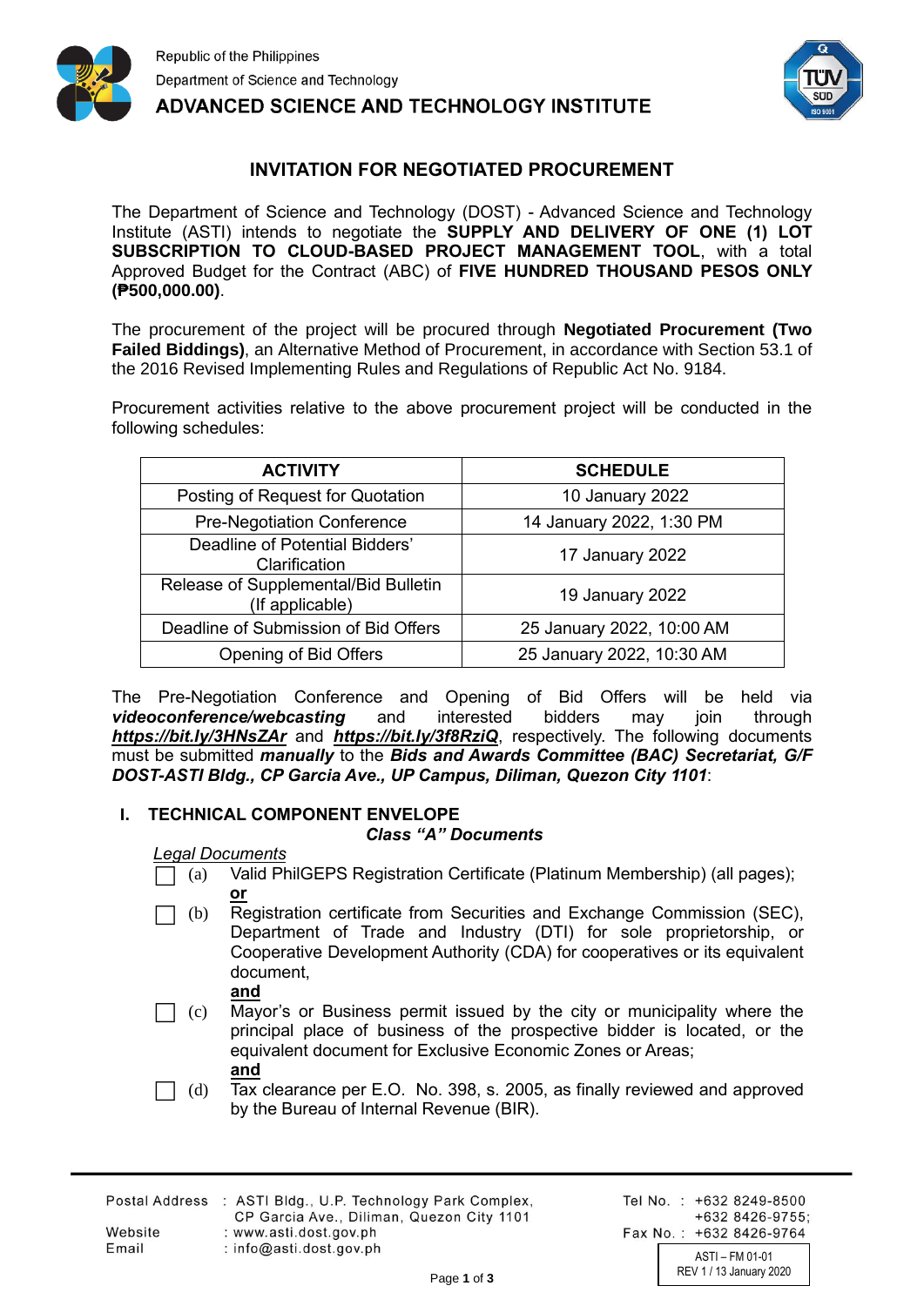Republic of the Philippines
Department of Science and Technology
**ADVANCED SCIENCE AND TECHNOLOGY INSTITUTE**

# INVITATION FOR NEGOTIATED PROCUREMENT

The Department of Science and Technology (DOST) - Advanced Science and Technology Institute (ASTI) intends to negotiate the **SUPPLY AND DELIVERY OF ONE (1) LOT SUBSCRIPTION TO CLOUD-BASED PROJECT MANAGEMENT TOOL**, with a total Approved Budget for the Contract (ABC) of **FIVE HUNDRED THOUSAND PESOS ONLY (₱500,000.00)**.

The procurement of the project will be procured through **Negotiated Procurement (Two Failed Biddings)**, an Alternative Method of Procurement, in accordance with Section 53.1 of the 2016 Revised Implementing Rules and Regulations of Republic Act No. 9184.

Procurement activities relative to the above procurement project will be conducted in the following schedules:

| ACTIVITY | SCHEDULE |
|---|---|
| Posting of Request for Quotation | 10 January 2022 |
| Pre-Negotiation Conference | 14 January 2022, 1:30 PM |
| Deadline of Potential Bidders' Clarification | 17 January 2022 |
| Release of Supplemental/Bid Bulletin (If applicable) | 19 January 2022 |
| Deadline of Submission of Bid Offers | 25 January 2022, 10:00 AM |
| Opening of Bid Offers | 25 January 2022, 10:30 AM |

The Pre-Negotiation Conference and Opening of Bid Offers will be held via ***videoconference/webcasting*** and interested bidders may join through ***https://bit.ly/3HNsZAr*** and ***https://bit.ly/3f8RziQ***, respectively. The following documents must be submitted ***manually*** to the ***Bids and Awards Committee (BAC) Secretariat, G/F DOST-ASTI Bldg., CP Garcia Ave., UP Campus, Diliman, Quezon City 1101***:

## I. TECHNICAL COMPONENT ENVELOPE

***Class "A" Documents***

*Legal Documents*

- ☐ (a) Valid PhilGEPS Registration Certificate (Platinum Membership) (all pages);
  **or**
- ☐ (b) Registration certificate from Securities and Exchange Commission (SEC), Department of Trade and Industry (DTI) for sole proprietorship, or Cooperative Development Authority (CDA) for cooperatives or its equivalent document,
  **and**
- ☐ (c) Mayor's or Business permit issued by the city or municipality where the principal place of business of the prospective bidder is located, or the equivalent document for Exclusive Economic Zones or Areas;
  **and**
- ☐ (d) Tax clearance per E.O. No. 398, s. 2005, as finally reviewed and approved by the Bureau of Internal Revenue (BIR).

Postal Address : ASTI Bldg., U.P. Technology Park Complex, CP Garcia Ave., Diliman, Quezon City 1101
Website : www.asti.dost.gov.ph
Email : info@asti.dost.gov.ph
Tel No. : +632 8249-8500, +632 8426-9755;
Fax No. : +632 8426-9764

ASTI – FM 01-01
REV 1 / 13 January 2020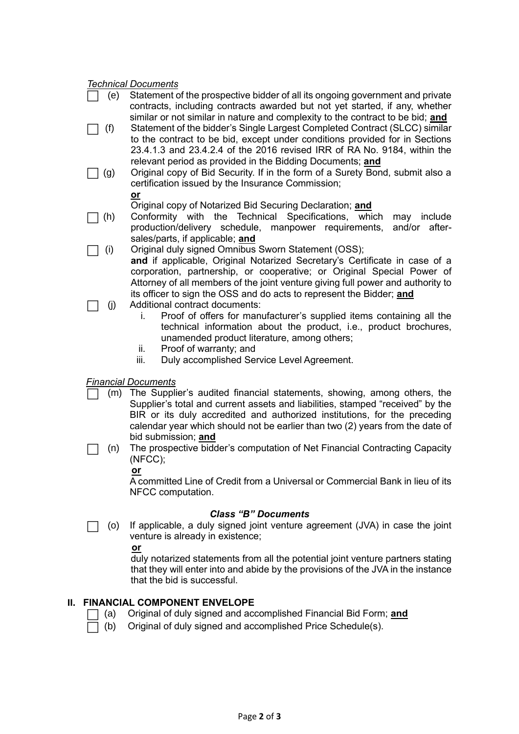*Technical Documents*

- ☐ (e) Statement of the prospective bidder of all its ongoing government and private contracts, including contracts awarded but not yet started, if any, whether similar or not similar in nature and complexity to the contract to be bid; **and**
- ☐ (f) Statement of the bidder's Single Largest Completed Contract (SLCC) similar to the contract to be bid, except under conditions provided for in Sections 23.4.1.3 and 23.4.2.4 of the 2016 revised IRR of RA No. 9184, within the relevant period as provided in the Bidding Documents; **and**
- ☐ (g) Original copy of Bid Security. If in the form of a Surety Bond, submit also a certification issued by the Insurance Commission;

  **or**

  Original copy of Notarized Bid Securing Declaration; **and**
- ☐ (h) Conformity with the Technical Specifications, which may include production/delivery schedule, manpower requirements, and/or after-sales/parts, if applicable; **and**
- ☐ (i) Original duly signed Omnibus Sworn Statement (OSS);

  **and** if applicable, Original Notarized Secretary's Certificate in case of a corporation, partnership, or cooperative; or Original Special Power of Attorney of all members of the joint venture giving full power and authority to its officer to sign the OSS and do acts to represent the Bidder; **and**
- ☐ (j) Additional contract documents:
  1. Proof of offers for manufacturer's supplied items containing all the technical information about the product, i.e., product brochures, unamended product literature, among others;
  2. Proof of warranty; and
  3. Duly accomplished Service Level Agreement.

*Financial Documents*

- ☐ (m) The Supplier's audited financial statements, showing, among others, the Supplier's total and current assets and liabilities, stamped "received" by the BIR or its duly accredited and authorized institutions, for the preceding calendar year which should not be earlier than two (2) years from the date of bid submission; **and**
- ☐ (n) The prospective bidder's computation of Net Financial Contracting Capacity (NFCC);

  **or**

  A committed Line of Credit from a Universal or Commercial Bank in lieu of its NFCC computation.

***Class "B" Documents***

- ☐ (o) If applicable, a duly signed joint venture agreement (JVA) in case the joint venture is already in existence;

  **or**

  duly notarized statements from all the potential joint venture partners stating that they will enter into and abide by the provisions of the JVA in the instance that the bid is successful.

## II. FINANCIAL COMPONENT ENVELOPE

- ☐ (a) Original of duly signed and accomplished Financial Bid Form; **and**
- ☐ (b) Original of duly signed and accomplished Price Schedule(s).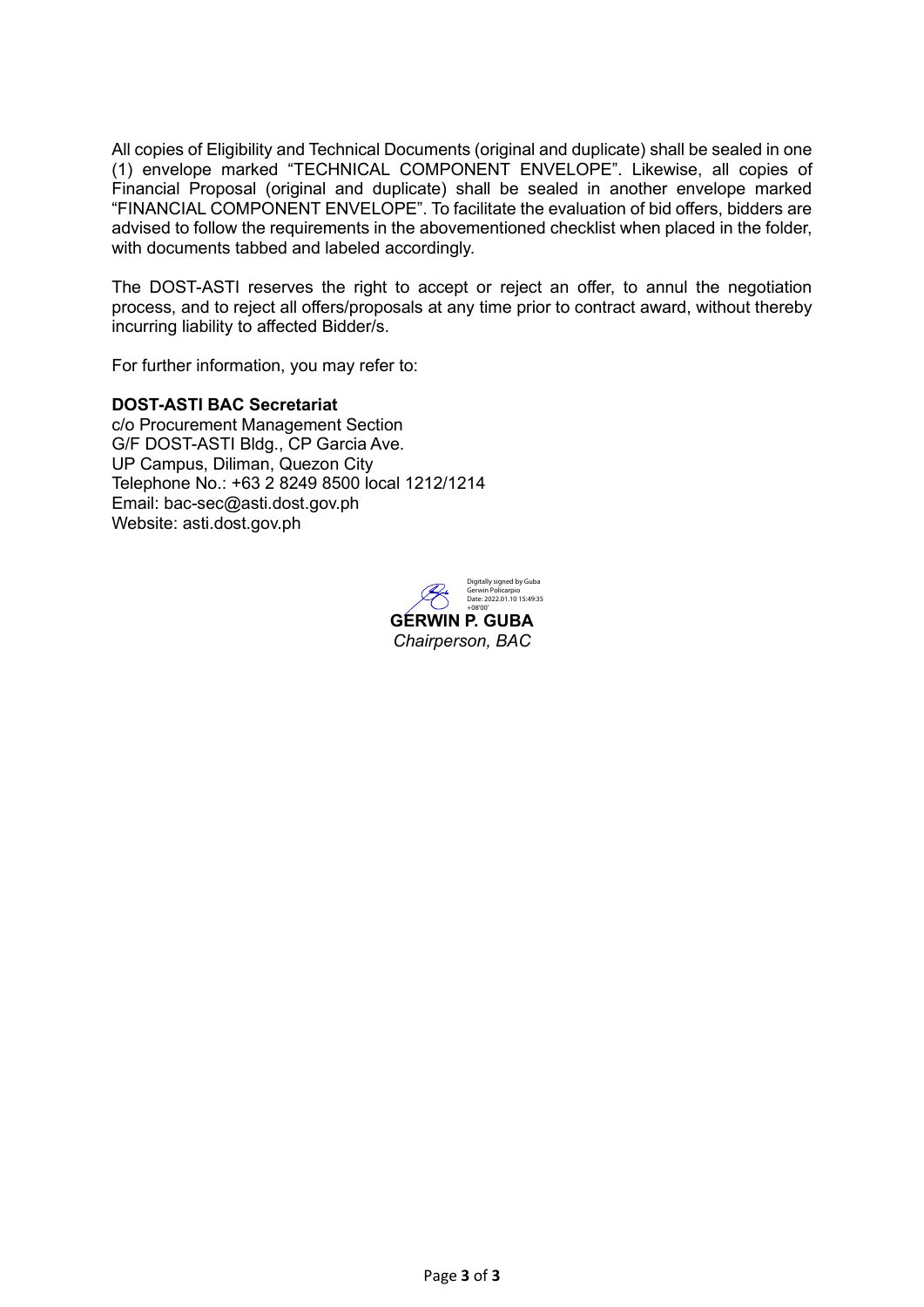All copies of Eligibility and Technical Documents (original and duplicate) shall be sealed in one (1) envelope marked "TECHNICAL COMPONENT ENVELOPE". Likewise, all copies of Financial Proposal (original and duplicate) shall be sealed in another envelope marked "FINANCIAL COMPONENT ENVELOPE". To facilitate the evaluation of bid offers, bidders are advised to follow the requirements in the abovementioned checklist when placed in the folder, with documents tabbed and labeled accordingly.

The DOST-ASTI reserves the right to accept or reject an offer, to annul the negotiation process, and to reject all offers/proposals at any time prior to contract award, without thereby incurring liability to affected Bidder/s.

For further information, you may refer to:

**DOST-ASTI BAC Secretariat**
c/o Procurement Management Section
G/F DOST-ASTI Bldg., CP Garcia Ave.
UP Campus, Diliman, Quezon City
Telephone No.: +63 2 8249 8500 local 1212/1214
Email: bac-sec@asti.dost.gov.ph
Website: asti.dost.gov.ph

Digitally signed by Guba Gerwin Policarpio
Date: 2022.01.10 15:49:35 +08'00'

**GERWIN P. GUBA**
*Chairperson, BAC*